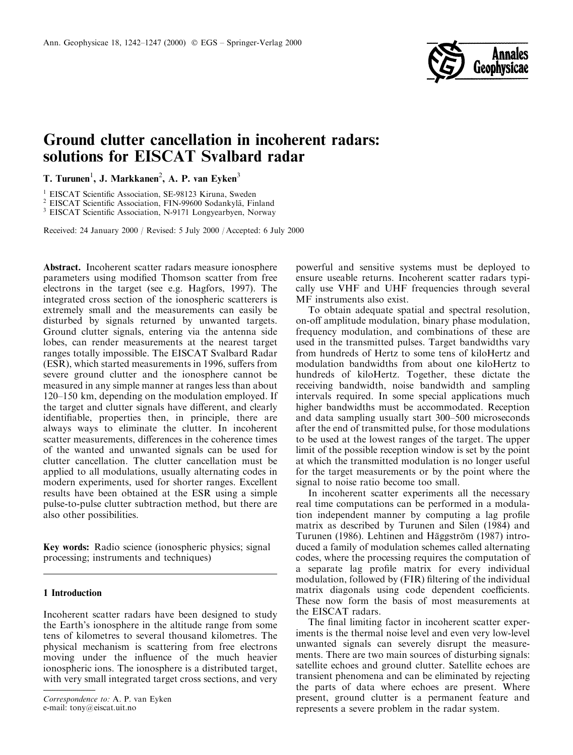# Ground clutter cancellation in incoherent radars: solutions for EISCAT Svalbard radar

**T. Turunen**[1], **J. Markkanen**[2], **A. P. van Eyken**[3]

[1] EISCAT Scientific Association, SE-98123 Kiruna, Sweden
[2] EISCAT Scientific Association, FIN-99600 Sodankylä, Finland
[3] EISCAT Scientific Association, N-9171 Longyearbyen, Norway

Received: 24 January 2000 / Revised: 5 July 2000 / Accepted: 6 July 2000

**Abstract.** Incoherent scatter radars measure ionosphere parameters using modified Thomson scatter from free electrons in the target (see e.g. Hagfors, 1997). The integrated cross section of the ionospheric scatterers is extremely small and the measurements can easily be disturbed by signals returned by unwanted targets. Ground clutter signals, entering via the antenna side lobes, can render measurements at the nearest target ranges totally impossible. The EISCAT Svalbard Radar (ESR), which started measurements in 1996, suffers from severe ground clutter and the ionosphere cannot be measured in any simple manner at ranges less than about 120–150 km, depending on the modulation employed. If the target and clutter signals have different, and clearly identifiable, properties then, in principle, there are always ways to eliminate the clutter. In incoherent scatter measurements, differences in the coherence times of the wanted and unwanted signals can be used for clutter cancellation. The clutter cancellation must be applied to all modulations, usually alternating codes in modern experiments, used for shorter ranges. Excellent results have been obtained at the ESR using a simple pulse-to-pulse clutter subtraction method, but there are also other possibilities.

**Key words:** Radio science (ionospheric physics; signal processing; instruments and techniques)

## 1 Introduction

Incoherent scatter radars have been designed to study the Earth's ionosphere in the altitude range from some tens of kilometres to several thousand kilometres. The physical mechanism is scattering from free electrons moving under the influence of the much heavier ionospheric ions. The ionosphere is a distributed target, with very small integrated target cross sections, and very powerful and sensitive systems must be deployed to ensure useable returns. Incoherent scatter radars typically use VHF and UHF frequencies through several MF instruments also exist.

To obtain adequate spatial and spectral resolution, on-off amplitude modulation, binary phase modulation, frequency modulation, and combinations of these are used in the transmitted pulses. Target bandwidths vary from hundreds of Hertz to some tens of kiloHertz and modulation bandwidths from about one kiloHertz to hundreds of kiloHertz. Together, these dictate the receiving bandwidth, noise bandwidth and sampling intervals required. In some special applications much higher bandwidths must be accommodated. Reception and data sampling usually start 300–500 microseconds after the end of transmitted pulse, for those modulations to be used at the lowest ranges of the target. The upper limit of the possible reception window is set by the point at which the transmitted modulation is no longer useful for the target measurements or by the point where the signal to noise ratio become too small.

In incoherent scatter experiments all the necessary real time computations can be performed in a modulation independent manner by computing a lag profile matrix as described by Turunen and Silen (1984) and Turunen (1986). Lehtinen and Häggström (1987) introduced a family of modulation schemes called alternating codes, where the processing requires the computation of a separate lag profile matrix for every individual modulation, followed by (FIR) filtering of the individual matrix diagonals using code dependent coefficients. These now form the basis of most measurements at the EISCAT radars.

The final limiting factor in incoherent scatter experiments is the thermal noise level and even very low-level unwanted signals can severely disrupt the measurements. There are two main sources of disturbing signals: satellite echoes and ground clutter. Satellite echoes are transient phenomena and can be eliminated by rejecting the parts of data where echoes are present. Where present, ground clutter is a permanent feature and represents a severe problem in the radar system.

*Correspondence to:* A. P. van Eyken
e-mail: tony@eiscat.uit.no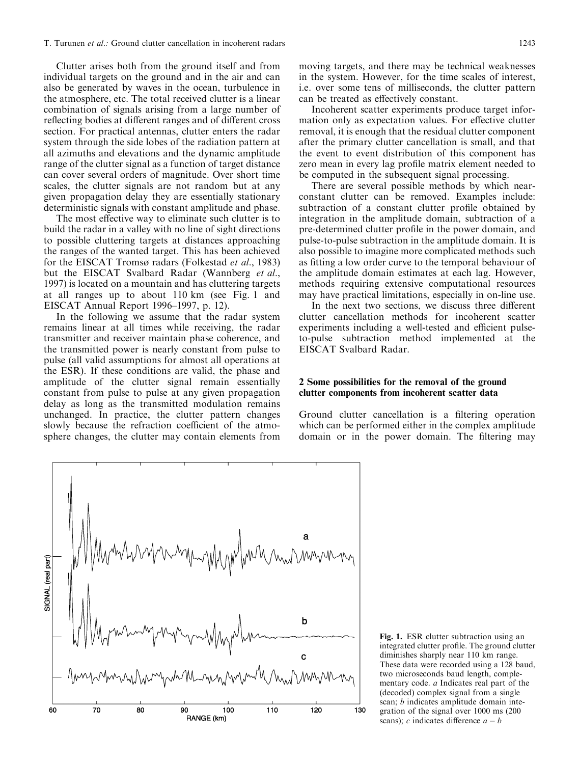Clutter arises both from the ground itself and from individual targets on the ground and in the air and can also be generated by waves in the ocean, turbulence in the atmosphere, etc. The total received clutter is a linear combination of signals arising from a large number of reflecting bodies at different ranges and of different cross section. For practical antennas, clutter enters the radar system through the side lobes of the radiation pattern at all azimuths and elevations and the dynamic amplitude range of the clutter signal as a function of target distance can cover several orders of magnitude. Over short time scales, the clutter signals are not random but at any given propagation delay they are essentially stationary deterministic signals with constant amplitude and phase.

The most effective way to eliminate such clutter is to build the radar in a valley with no line of sight directions to possible cluttering targets at distances approaching the ranges of the wanted target. This has been achieved for the EISCAT Tromsø radars (Folkestad *et al*., 1983) but the EISCAT Svalbard Radar (Wannberg *et al*., 1997) is located on a mountain and has cluttering targets at all ranges up to about 110 km (see Fig. 1 and EISCAT Annual Report 1996–1997, p. 12).

In the following we assume that the radar system remains linear at all times while receiving, the radar transmitter and receiver maintain phase coherence, and the transmitted power is nearly constant from pulse to pulse (all valid assumptions for almost all operations at the ESR). If these conditions are valid, the phase and amplitude of the clutter signal remain essentially constant from pulse to pulse at any given propagation delay as long as the transmitted modulation remains unchanged. In practice, the clutter pattern changes slowly because the refraction coefficient of the atmosphere changes, the clutter may contain elements from moving targets, and there may be technical weaknesses in the system. However, for the time scales of interest, i.e. over some tens of milliseconds, the clutter pattern can be treated as effectively constant.

Incoherent scatter experiments produce target information only as expectation values. For effective clutter removal, it is enough that the residual clutter component after the primary clutter cancellation is small, and that the event to event distribution of this component has zero mean in every lag profile matrix element needed to be computed in the subsequent signal processing.

There are several possible methods by which near-constant clutter can be removed. Examples include: subtraction of a constant clutter profile obtained by integration in the amplitude domain, subtraction of a pre-determined clutter profile in the power domain, and pulse-to-pulse subtraction in the amplitude domain. It is also possible to imagine more complicated methods such as fitting a low order curve to the temporal behaviour of the amplitude domain estimates at each lag. However, methods requiring extensive computational resources may have practical limitations, especially in on-line use.

In the next two sections, we discuss three different clutter cancellation methods for incoherent scatter experiments including a well-tested and efficient pulse-to-pulse subtraction method implemented at the EISCAT Svalbard Radar.

## 2 Some possibilities for the removal of the ground clutter components from incoherent scatter data

Ground clutter cancellation is a filtering operation which can be performed either in the complex amplitude domain or in the power domain. The filtering may

**Fig. 1.** ESR clutter subtraction using an integrated clutter profile. The ground clutter diminishes sharply near 110 km range. These data were recorded using a 128 baud, two microseconds baud length, complementary code. *a* Indicates real part of the (decoded) complex signal from a single scan; *b* indicates amplitude domain integration of the signal over 1000 ms (200 scans); *c* indicates difference $a - b$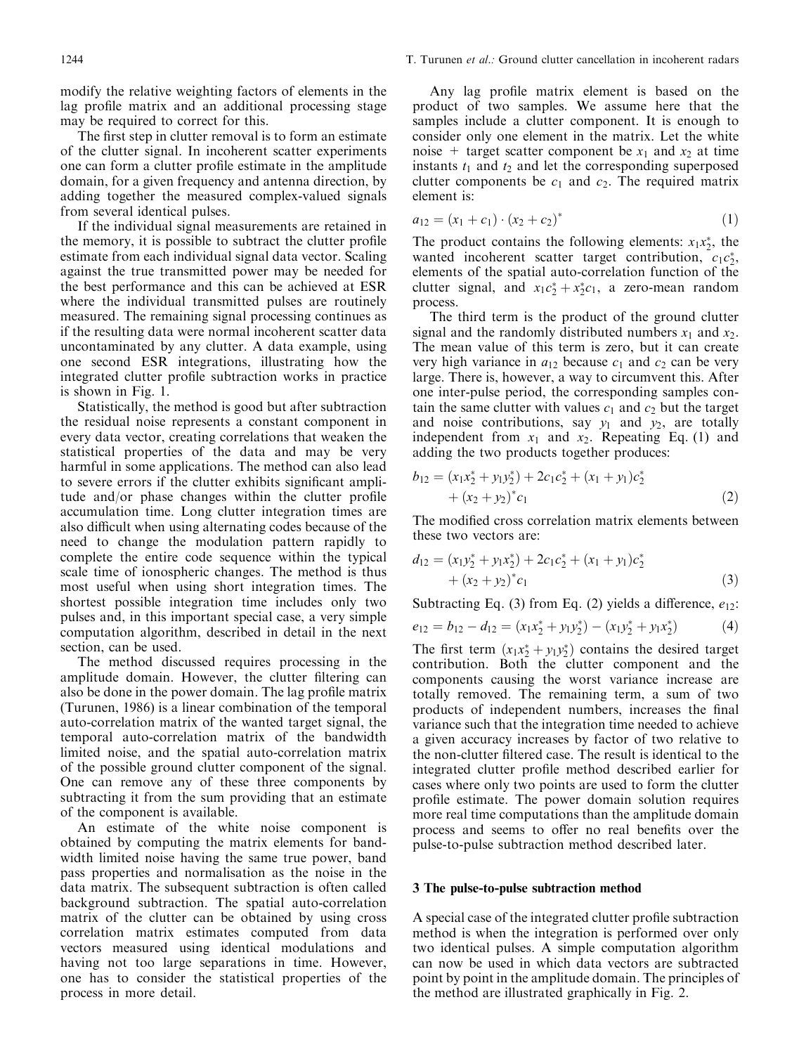modify the relative weighting factors of elements in the lag profile matrix and an additional processing stage may be required to correct for this.

The first step in clutter removal is to form an estimate of the clutter signal. In incoherent scatter experiments one can form a clutter profile estimate in the amplitude domain, for a given frequency and antenna direction, by adding together the measured complex-valued signals from several identical pulses.

If the individual signal measurements are retained in the memory, it is possible to subtract the clutter profile estimate from each individual signal data vector. Scaling against the true transmitted power may be needed for the best performance and this can be achieved at ESR where the individual transmitted pulses are routinely measured. The remaining signal processing continues as if the resulting data were normal incoherent scatter data uncontaminated by any clutter. A data example, using one second ESR integrations, illustrating how the integrated clutter profile subtraction works in practice is shown in Fig. 1.

Statistically, the method is good but after subtraction the residual noise represents a constant component in every data vector, creating correlations that weaken the statistical properties of the data and may be very harmful in some applications. The method can also lead to severe errors if the clutter exhibits significant amplitude and/or phase changes within the clutter profile accumulation time. Long clutter integration times are also difficult when using alternating codes because of the need to change the modulation pattern rapidly to complete the entire code sequence within the typical scale time of ionospheric changes. The method is thus most useful when using short integration times. The shortest possible integration time includes only two pulses and, in this important special case, a very simple computation algorithm, described in detail in the next section, can be used.

The method discussed requires processing in the amplitude domain. However, the clutter filtering can also be done in the power domain. The lag profile matrix (Turunen, 1986) is a linear combination of the temporal auto-correlation matrix of the wanted target signal, the temporal auto-correlation matrix of the bandwidth limited noise, and the spatial auto-correlation matrix of the possible ground clutter component of the signal. One can remove any of these three components by subtracting it from the sum providing that an estimate of the component is available.

An estimate of the white noise component is obtained by computing the matrix elements for bandwidth limited noise having the same true power, band pass properties and normalisation as the noise in the data matrix. The subsequent subtraction is often called background subtraction. The spatial auto-correlation matrix of the clutter can be obtained by using cross correlation matrix estimates computed from data vectors measured using identical modulations and having not too large separations in time. However, one has to consider the statistical properties of the process in more detail.

Any lag profile matrix element is based on the product of two samples. We assume here that the samples include a clutter component. It is enough to consider only one element in the matrix. Let the white noise + target scatter component be $x_1$ and $x_2$ at time instants $t_1$ and $t_2$ and let the corresponding superposed clutter components be $c_1$ and $c_2$. The required matrix element is:

$$a_{12} = (x_1 + c_1) \cdot (x_2 + c_2)^* \tag{1}$$

The product contains the following elements: $x_1 x_2^*$, the wanted incoherent scatter target contribution, $c_1 c_2^*$, elements of the spatial auto-correlation function of the clutter signal, and $x_1 c_2^* + x_2^* c_1$, a zero-mean random process.

The third term is the product of the ground clutter signal and the randomly distributed numbers $x_1$ and $x_2$. The mean value of this term is zero, but it can create very high variance in $a_{12}$ because $c_1$ and $c_2$ can be very large. There is, however, a way to circumvent this. After one inter-pulse period, the corresponding samples contain the same clutter with values $c_1$ and $c_2$ but the target and noise contributions, say $y_1$ and $y_2$, are totally independent from $x_1$ and $x_2$. Repeating Eq. (1) and adding the two products together produces:

$$b_{12} = (x_1 x_2^* + y_1 y_2^*) + 2c_1 c_2^* + (x_1 + y_1)c_2^* + (x_2 + y_2)^* c_1 \tag{2}$$

The modified cross correlation matrix elements between these two vectors are:

$$d_{12} = (x_1 y_2^* + y_1 x_2^*) + 2c_1 c_2^* + (x_1 + y_1)c_2^* + (x_2 + y_2)^* c_1 \tag{3}$$

Subtracting Eq. (3) from Eq. (2) yields a difference, $e_{12}$:

$$e_{12} = b_{12} - d_{12} = (x_1 x_2^* + y_1 y_2^*) - (x_1 y_2^* + y_1 x_2^*) \tag{4}$$

The first term $(x_1 x_2^* + y_1 y_2^*)$ contains the desired target contribution. Both the clutter component and the components causing the worst variance increase are totally removed. The remaining term, a sum of two products of independent numbers, increases the final variance such that the integration time needed to achieve a given accuracy increases by factor of two relative to the non-clutter filtered case. The result is identical to the integrated clutter profile method described earlier for cases where only two points are used to form the clutter profile estimate. The power domain solution requires more real time computations than the amplitude domain process and seems to offer no real benefits over the pulse-to-pulse subtraction method described later.

## 3 The pulse-to-pulse subtraction method

A special case of the integrated clutter profile subtraction method is when the integration is performed over only two identical pulses. A simple computation algorithm can now be used in which data vectors are subtracted point by point in the amplitude domain. The principles of the method are illustrated graphically in Fig. 2.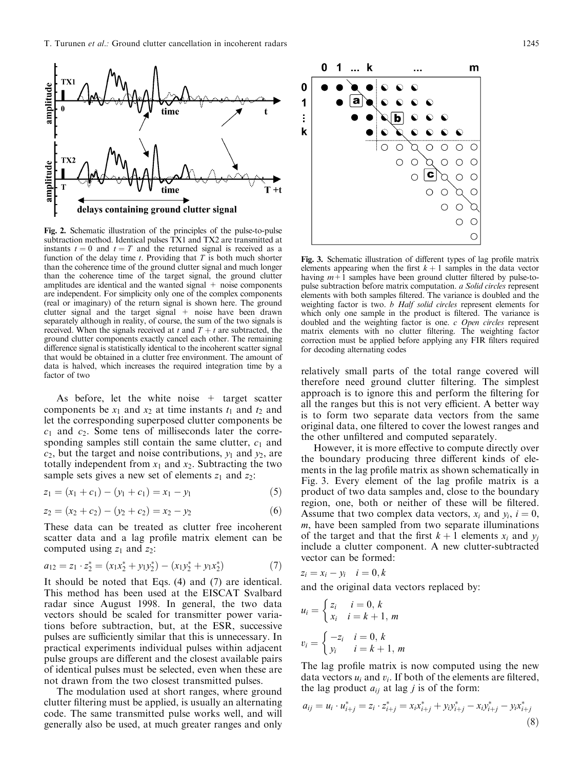**Fig. 2.** Schematic illustration of the principles of the pulse-to-pulse subtraction method. Identical pulses TX1 and TX2 are transmitted at instants $t = 0$ and $t = T$ and the returned signal is received as a function of the delay time $t$. Providing that $T$ is both much shorter than the coherence time of the ground clutter signal and much longer than the coherence time of the target signal, the ground clutter amplitudes are identical and the wanted signal + noise components are independent. For simplicity only one of the complex components (real or imaginary) of the return signal is shown here. The ground clutter signal and the target signal + noise have been drawn separately although in reality, of course, the sum of the two signals is received. When the signals received at $t$ and $T + t$ are subtracted, the ground clutter components exactly cancel each other. The remaining difference signal is statistically identical to the incoherent scatter signal that would be obtained in a clutter free environment. The amount of data is halved, which increases the required integration time by a factor of two

As before, let the white noise + target scatter components be $x_1$ and $x_2$ at time instants $t_1$ and $t_2$ and let the corresponding superposed clutter components be $c_1$ and $c_2$. Some tens of milliseconds later the corresponding samples still contain the same clutter, $c_1$ and $c_2$, but the target and noise contributions, $y_1$ and $y_2$, are totally independent from $x_1$ and $x_2$. Subtracting the two sample sets gives a new set of elements $z_1$ and $z_2$:

$$z_1 = (x_1 + c_1) - (y_1 + c_1) = x_1 - y_1 \tag{5}$$

$$z_2 = (x_2 + c_2) - (y_2 + c_2) = x_2 - y_2 \tag{6}$$

These data can be treated as clutter free incoherent scatter data and a lag profile matrix element can be computed using $z_1$ and $z_2$:

$$a_{12} = z_1 \cdot z_2^* = (x_1 x_2^* + y_1 y_2^*) - (x_1 y_2^* + y_1 x_2^*) \tag{7}$$

It should be noted that Eqs. (4) and (7) are identical. This method has been used at the EISCAT Svalbard radar since August 1998. In general, the two data vectors should be scaled for transmitter power variations before subtraction, but, at the ESR, successive pulses are sufficiently similar that this is unnecessary. In practical experiments individual pulses within adjacent pulse groups are different and the closest available pairs of identical pulses must be selected, even when these are not drawn from the two closest transmitted pulses.

The modulation used at short ranges, where ground clutter filtering must be applied, is usually an alternating code. The same transmitted pulse works well, and will generally also be used, at much greater ranges and only relatively small parts of the total range covered will therefore need ground clutter filtering. The simplest approach is to ignore this and perform the filtering for all the ranges but this is not very efficient. A better way is to form two separate data vectors from the same original data, one filtered to cover the lowest ranges and the other unfiltered and computed separately.

**Fig. 3.** Schematic illustration of different types of lag profile matrix elements appearing when the first $k + 1$ samples in the data vector having $m + 1$ samples have been ground clutter filtered by pulse-to-pulse subtraction before matrix computation. *a Solid circles* represent elements with both samples filtered. The variance is doubled and the weighting factor is two. *b Half solid circles* represent elements for which only one sample in the product is filtered. The variance is doubled and the weighting factor is one. *c Open circles* represent matrix elements with no clutter filtering. The weighting factor correction must be applied before applying any FIR filters required for decoding alternating codes

However, it is more effective to compute directly over the boundary producing three different kinds of elements in the lag profile matrix as shown schematically in Fig. 3. Every element of the lag profile matrix is a product of two data samples and, close to the boundary region, one, both or neither of these will be filtered. Assume that two complex data vectors, $x_i$ and $y_i$, $i = 0, m$, have been sampled from two separate illuminations of the target and that the first $k + 1$ elements $x_i$ and $y_j$ include a clutter component. A new clutter-subtracted vector can be formed:

$$z_i = x_i - y_i \quad i = 0, k$$

and the original data vectors replaced by:

$$u_i = \begin{cases} z_i & i = 0, k \\ x_i & i = k+1, m \end{cases}$$

$$v_i = \begin{cases} -z_i & i = 0, k \\ y_i & i = k+1, m \end{cases}$$

The lag profile matrix is now computed using the new data vectors $u_i$ and $v_i$. If both of the elements are filtered, the lag product $a_{ij}$ at lag $j$ is of the form:

$$a_{ij} = u_i \cdot u_{i+j}^* = z_i \cdot z_{i+j}^* = x_i x_{i+j}^* + y_i y_{i+j}^* - x_i y_{i+j}^* - y_i x_{i+j}^* \tag{8}$$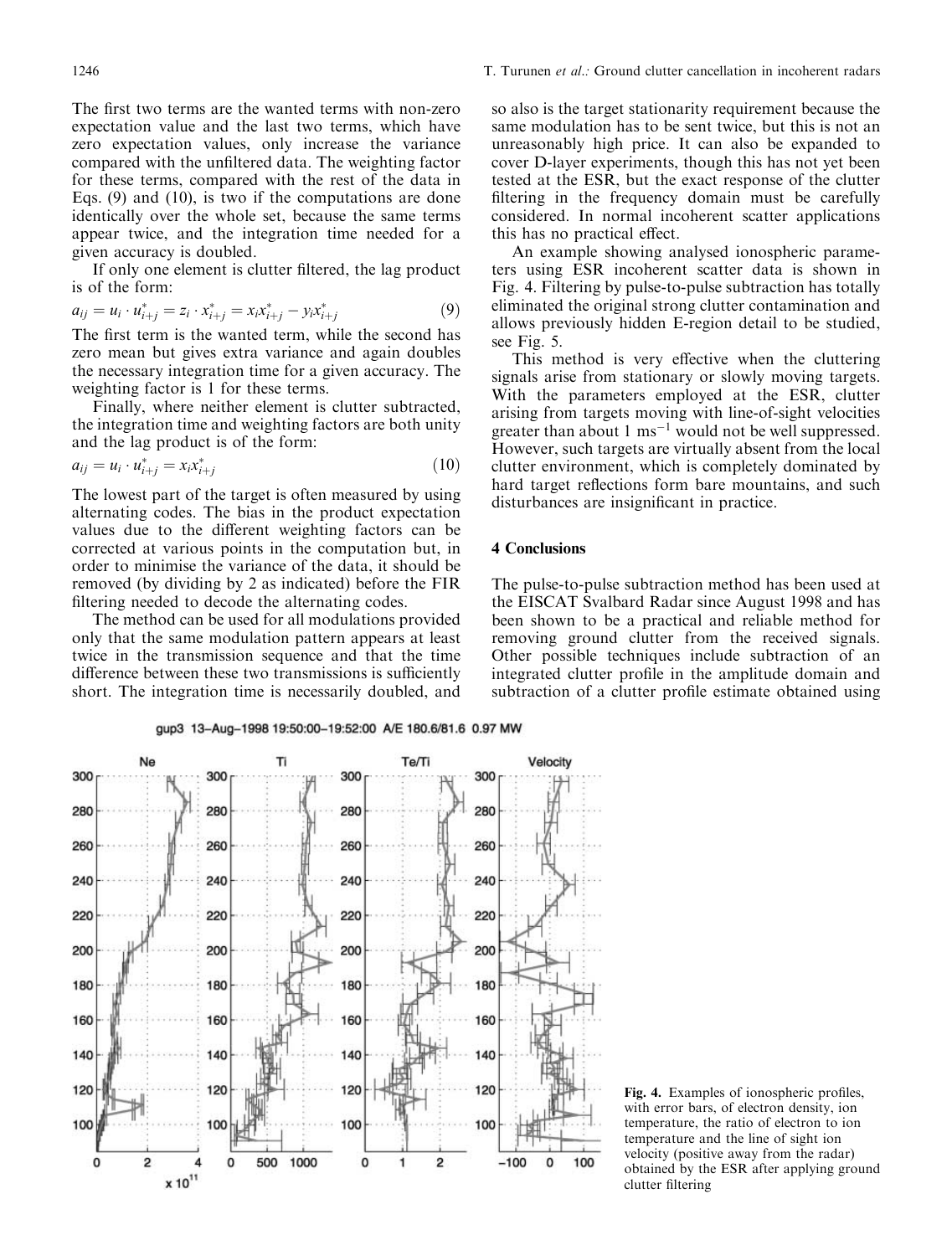The first two terms are the wanted terms with non-zero expectation value and the last two terms, which have zero expectation values, only increase the variance compared with the unfiltered data. The weighting factor for these terms, compared with the rest of the data in Eqs. (9) and (10), is two if the computations are done identically over the whole set, because the same terms appear twice, and the integration time needed for a given accuracy is doubled.

If only one element is clutter filtered, the lag product is of the form:

$$a_{ij} = u_i \cdot u_{i+j}^* = z_i \cdot x_{i+j}^* = x_i x_{i+j}^* - y_i x_{i+j}^* \tag{9}$$

The first term is the wanted term, while the second has zero mean but gives extra variance and again doubles the necessary integration time for a given accuracy. The weighting factor is 1 for these terms.

Finally, where neither element is clutter subtracted, the integration time and weighting factors are both unity and the lag product is of the form:

$$a_{ij} = u_i \cdot u_{i+j}^* = x_i x_{i+j}^* \tag{10}$$

The lowest part of the target is often measured by using alternating codes. The bias in the product expectation values due to the different weighting factors can be corrected at various points in the computation but, in order to minimise the variance of the data, it should be removed (by dividing by 2 as indicated) before the FIR filtering needed to decode the alternating codes.

The method can be used for all modulations provided only that the same modulation pattern appears at least twice in the transmission sequence and that the time difference between these two transmissions is sufficiently short. The integration time is necessarily doubled, and so also is the target stationarity requirement because the same modulation has to be sent twice, but this is not an unreasonably high price. It can also be expanded to cover D-layer experiments, though this has not yet been tested at the ESR, but the exact response of the clutter filtering in the frequency domain must be carefully considered. In normal incoherent scatter applications this has no practical effect.

An example showing analysed ionospheric parameters using ESR incoherent scatter data is shown in Fig. 4. Filtering by pulse-to-pulse subtraction has totally eliminated the original strong clutter contamination and allows previously hidden E-region detail to be studied, see Fig. 5.

This method is very effective when the cluttering signals arise from stationary or slowly moving targets. With the parameters employed at the ESR, clutter arising from targets moving with line-of-sight velocities greater than about 1 ms$^{-1}$ would not be well suppressed. However, such targets are virtually absent from the local clutter environment, which is completely dominated by hard target reflections form bare mountains, and such disturbances are insignificant in practice.

## 4 Conclusions

The pulse-to-pulse subtraction method has been used at the EISCAT Svalbard Radar since August 1998 and has been shown to be a practical and reliable method for removing ground clutter from the received signals. Other possible techniques include subtraction of an integrated clutter profile in the amplitude domain and subtraction of a clutter profile estimate obtained using

**Fig. 4.** Examples of ionospheric profiles, with error bars, of electron density, ion temperature, the ratio of electron to ion temperature and the line of sight ion velocity (positive away from the radar) obtained by the ESR after applying ground clutter filtering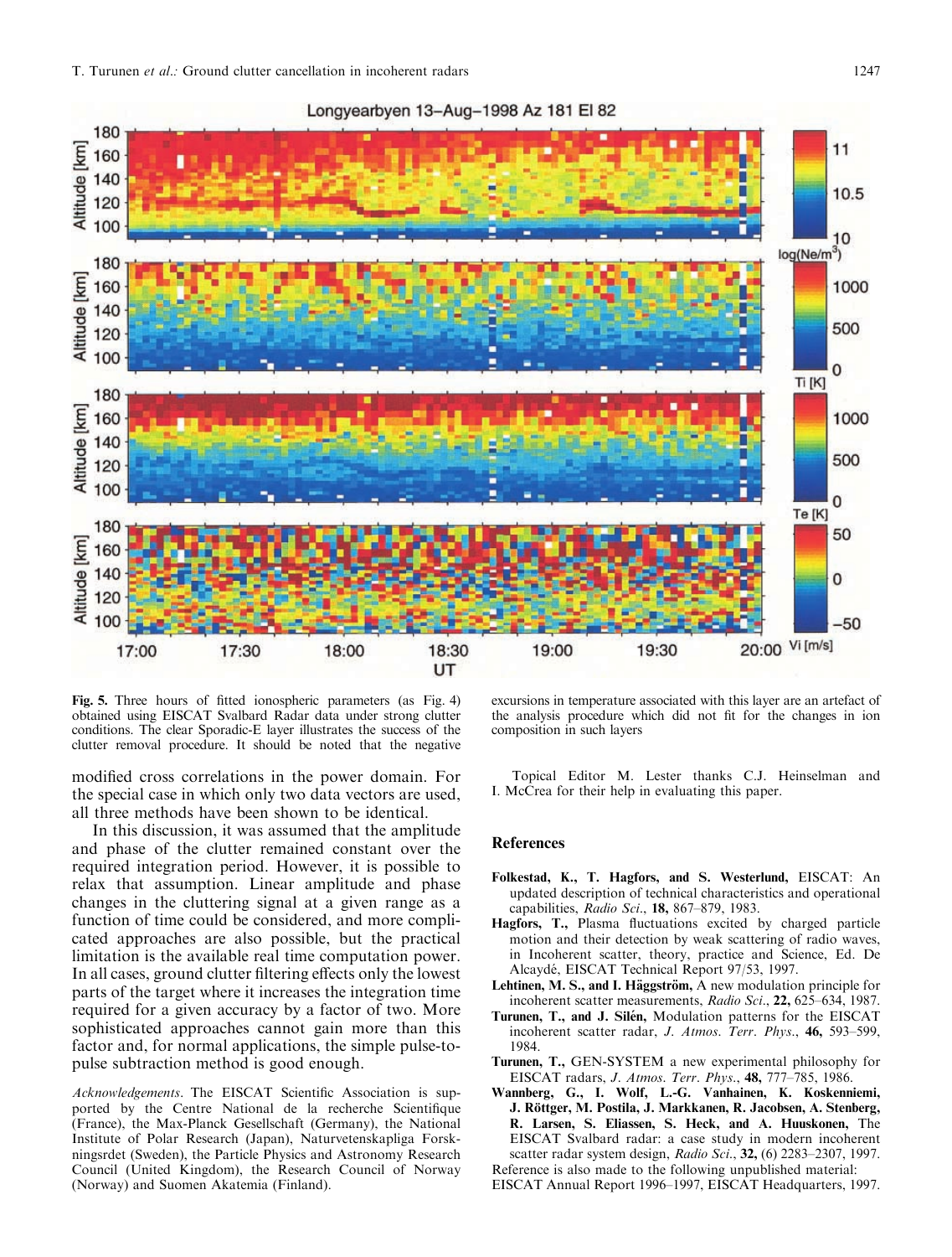Longyearbyen 13–Aug–1998 Az 181 El 82

Altitude [km]
180
160
140
120
100

11
10.5
10
log(Ne/m3)

1000
500
0
Ti [K]

1000
500
0
Te [K]

50
0
−50
Vi [m/s]

17:00 17:30 18:00 18:30 19:00 19:30 20:00
UT

**Fig. 5.** Three hours of fitted ionospheric parameters (as Fig. 4) obtained using EISCAT Svalbard Radar data under strong clutter conditions. The clear Sporadic-E layer illustrates the success of the clutter removal procedure. It should be noted that the negative excursions in temperature associated with this layer are an artefact of the analysis procedure which did not fit for the changes in ion composition in such layers

modified cross correlations in the power domain. For the special case in which only two data vectors are used, all three methods have been shown to be identical.

In this discussion, it was assumed that the amplitude and phase of the clutter remained constant over the required integration period. However, it is possible to relax that assumption. Linear amplitude and phase changes in the cluttering signal at a given range as a function of time could be considered, and more complicated approaches are also possible, but the practical limitation is the available real time computation power. In all cases, ground clutter filtering effects only the lowest parts of the target where it increases the integration time required for a given accuracy by a factor of two. More sophisticated approaches cannot gain more than this factor and, for normal applications, the simple pulse-to-pulse subtraction method is good enough.

*Acknowledgements*. The EISCAT Scientific Association is supported by the Centre National de la recherche Scientifique (France), the Max-Planck Gesellschaft (Germany), the National Institute of Polar Research (Japan), Naturvetenskapliga Forskningsrdet (Sweden), the Particle Physics and Astronomy Research Council (United Kingdom), the Research Council of Norway (Norway) and Suomen Akatemia (Finland).

Topical Editor M. Lester thanks C.J. Heinselman and I. McCrea for their help in evaluating this paper.

## References

**Folkestad, K., T. Hagfors, and S. Westerlund,** EISCAT: An updated description of technical characteristics and operational capabilities, *Radio Sci*., **18,** 867–879, 1983.

**Hagfors, T.,** Plasma fluctuations excited by charged particle motion and their detection by weak scattering of radio waves, in Incoherent scatter, theory, practice and Science, Ed. De Alcaydé, EISCAT Technical Report 97/53, 1997.

**Lehtinen, M. S., and I. Häggström,** A new modulation principle for incoherent scatter measurements, *Radio Sci*., **22,** 625–634, 1987.

**Turunen, T., and J. Silén,** Modulation patterns for the EISCAT incoherent scatter radar, *J. Atmos. Terr. Phys*., **46,** 593–599, 1984.

**Turunen, T.,** GEN-SYSTEM a new experimental philosophy for EISCAT radars, *J. Atmos. Terr. Phys*., **48,** 777–785, 1986.

**Wannberg, G., I. Wolf, L.-G. Vanhainen, K. Koskenniemi, J. Röttger, M. Postila, J. Markkanen, R. Jacobsen, A. Stenberg, R. Larsen, S. Eliassen, S. Heck, and A. Huuskonen,** The EISCAT Svalbard radar: a case study in modern incoherent scatter radar system design, *Radio Sci*., **32,** (6) 2283–2307, 1997.

Reference is also made to the following unpublished material:
EISCAT Annual Report 1996–1997, EISCAT Headquarters, 1997.